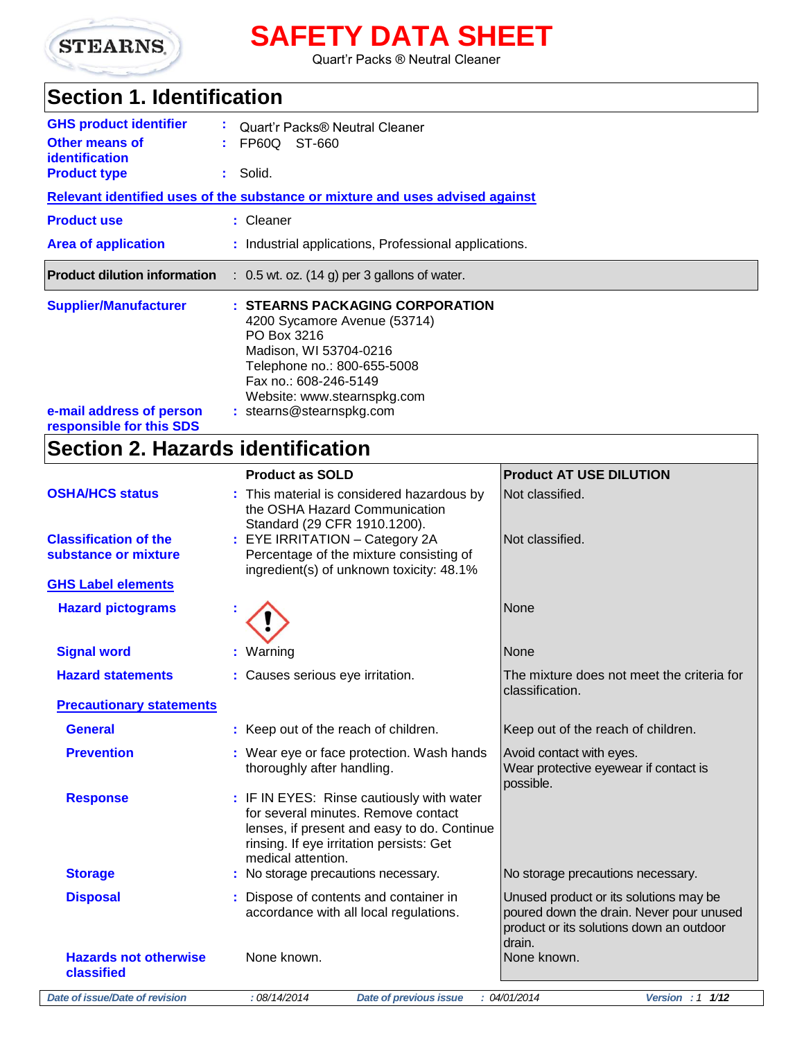# SAFETY DATA SHEET

Quart'r Packs ® Neutral Cleaner

## Section 1. Identification

**GHS product identifier** : Quart'r Packs® Neutral Cleaner

**Other means of identification** : FP60Q ST-660

**Product type** : Solid.

**Relevant identified uses of the substance or mixture and uses advised against**

**Product use** : Cleaner

**Area of application** : Industrial applications, Professional applications.

**Product dilution information** : 0.5 wt. oz. (14 g) per 3 gallons of water.

**Supplier/Manufacturer** : **STEARNS PACKAGING CORPORATION**
4200 Sycamore Avenue (53714)
PO Box 3216
Madison, WI 53704-0216
Telephone no.: 800-655-5008
Fax no.: 608-246-5149
Website: www.stearnspkg.com

**e-mail address of person responsible for this SDS** : stearns@stearnspkg.com

## Section 2. Hazards identification

| | Product as SOLD | Product AT USE DILUTION |
|---|---|---|
| **OSHA/HCS status** | This material is considered hazardous by the OSHA Hazard Communication Standard (29 CFR 1910.1200). | Not classified. |
| **Classification of the substance or mixture** | EYE IRRITATION – Category 2A<br>Percentage of the mixture consisting of ingredient(s) of unknown toxicity: 48.1% | Not classified. |
| **GHS Label elements** | | |
| **Hazard pictograms** | (exclamation mark pictogram) | None |
| **Signal word** | Warning | None |
| **Hazard statements** | Causes serious eye irritation. | The mixture does not meet the criteria for classification. |
| **Precautionary statements** | | |
| **General** | Keep out of the reach of children. | Keep out of the reach of children. |
| **Prevention** | Wear eye or face protection. Wash hands thoroughly after handling. | Avoid contact with eyes.<br>Wear protective eyewear if contact is possible. |
| **Response** | IF IN EYES: Rinse cautiously with water for several minutes. Remove contact lenses, if present and easy to do. Continue rinsing. If eye irritation persists: Get medical attention. | |
| **Storage** | No storage precautions necessary. | No storage precautions necessary. |
| **Disposal** | Dispose of contents and container in accordance with all local regulations. | Unused product or its solutions may be poured down the drain. Never pour unused product or its solutions down an outdoor drain. |
| **Hazards not otherwise classified** | None known. | None known. |

*Date of issue/Date of revision* : 08/14/2014 *Date of previous issue* : 04/01/2014 *Version* : 1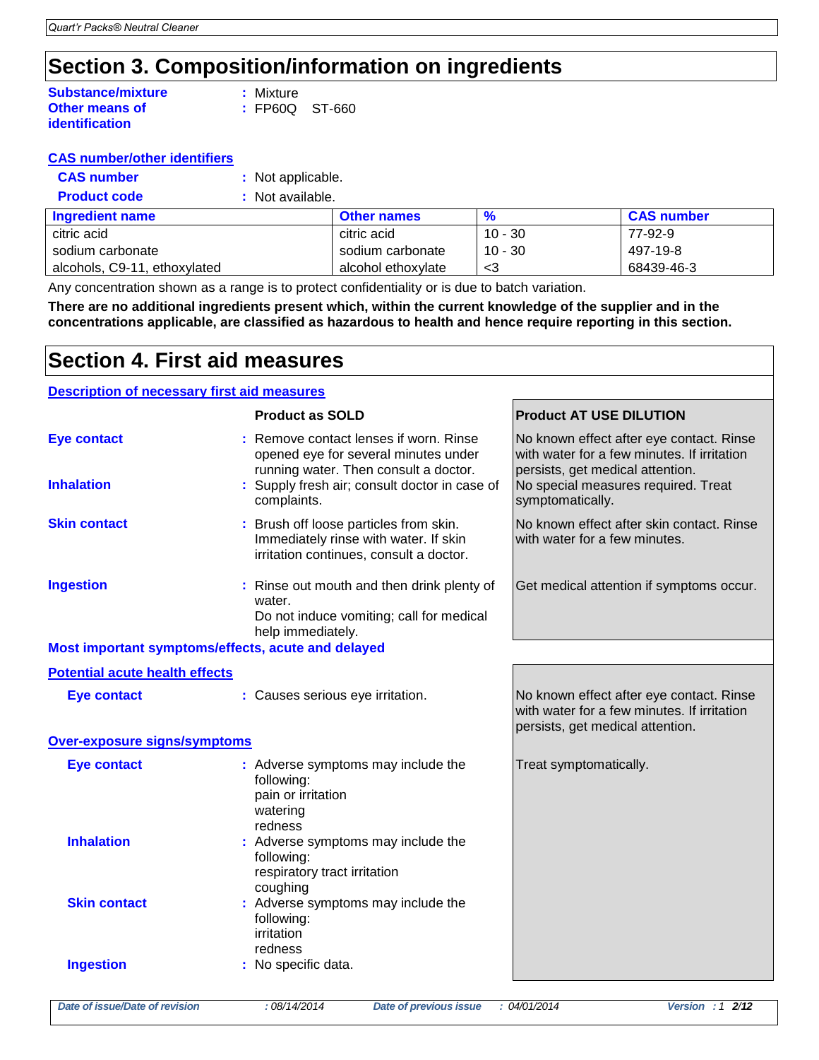## Section 3. Composition/information on ingredients

**Substance/mixture** : Mixture

**Other means of identification** : FP60Q ST-660

**CAS number/other identifiers**

**CAS number** : Not applicable.

**Product code** : Not available.

| Ingredient name | Other names | % | CAS number |
|---|---|---|---|
| citric acid | citric acid | 10 - 30 | 77-92-9 |
| sodium carbonate | sodium carbonate | 10 - 30 | 497-19-8 |
| alcohols, C9-11, ethoxylated | alcohol ethoxylate | <3 | 68439-46-3 |

Any concentration shown as a range is to protect confidentiality or is due to batch variation.

**There are no additional ingredients present which, within the current knowledge of the supplier and in the concentrations applicable, are classified as hazardous to health and hence require reporting in this section.**

## Section 4. First aid measures

**Description of necessary first aid measures**

| | Product as SOLD | Product AT USE DILUTION |
|---|---|---|
| **Eye contact** | Remove contact lenses if worn. Rinse opened eye for several minutes under running water. Then consult a doctor. | No known effect after eye contact. Rinse with water for a few minutes. If irritation persists, get medical attention. |
| **Inhalation** | Supply fresh air; consult doctor in case of complaints. | No special measures required. Treat symptomatically. |
| **Skin contact** | Brush off loose particles from skin. Immediately rinse with water. If skin irritation continues, consult a doctor. | No known effect after skin contact. Rinse with water for a few minutes. |
| **Ingestion** | Rinse out mouth and then drink plenty of water. Do not induce vomiting; call for medical help immediately. | Get medical attention if symptoms occur. |

**Most important symptoms/effects, acute and delayed**

**Potential acute health effects**

| | Product as SOLD | Product AT USE DILUTION |
|---|---|---|
| **Eye contact** | Causes serious eye irritation. | No known effect after eye contact. Rinse with water for a few minutes. If irritation persists, get medical attention. |

**Over-exposure signs/symptoms**

| | Product as SOLD | Product AT USE DILUTION |
|---|---|---|
| **Eye contact** | Adverse symptoms may include the following: pain or irritation, watering, redness | Treat symptomatically. |
| **Inhalation** | Adverse symptoms may include the following: respiratory tract irritation, coughing | |
| **Skin contact** | Adverse symptoms may include the following: irritation, redness | |
| **Ingestion** | No specific data. | |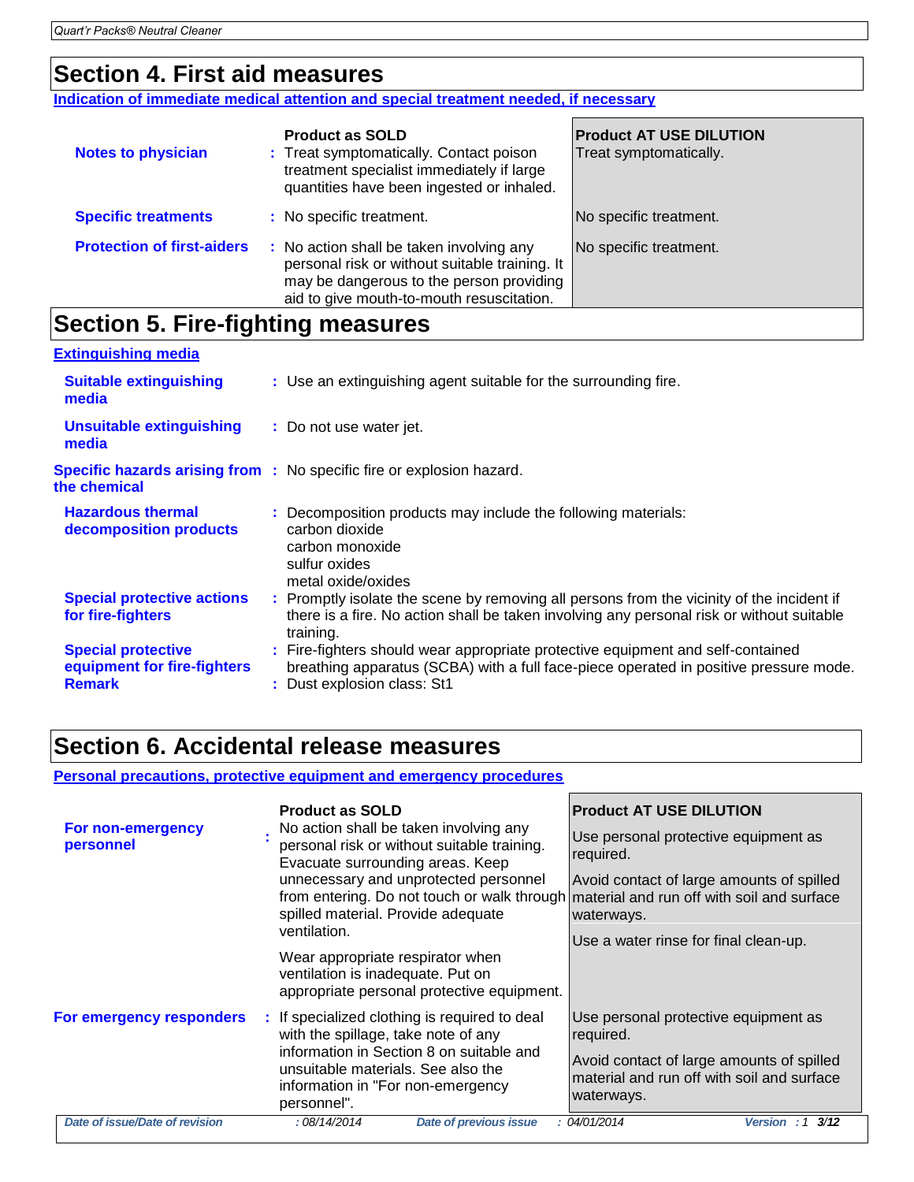## Section 4. First aid measures

### Indication of immediate medical attention and special treatment needed, if necessary

| | Product as SOLD | Product AT USE DILUTION |
|---|---|---|
| **Notes to physician** | Treat symptomatically. Contact poison treatment specialist immediately if large quantities have been ingested or inhaled. | Treat symptomatically. |
| **Specific treatments** | No specific treatment. | No specific treatment. |
| **Protection of first-aiders** | No action shall be taken involving any personal risk or without suitable training. It may be dangerous to the person providing aid to give mouth-to-mouth resuscitation. | No specific treatment. |

## Section 5. Fire-fighting measures

### Extinguishing media

**Suitable extinguishing media** : Use an extinguishing agent suitable for the surrounding fire.

**Unsuitable extinguishing media** : Do not use water jet.

**Specific hazards arising from the chemical** : No specific fire or explosion hazard.

**Hazardous thermal decomposition products** : Decomposition products may include the following materials:
carbon dioxide
carbon monoxide
sulfur oxides
metal oxide/oxides

**Special protective actions for fire-fighters** : Promptly isolate the scene by removing all persons from the vicinity of the incident if there is a fire. No action shall be taken involving any personal risk or without suitable training.

**Special protective equipment for fire-fighters** : Fire-fighters should wear appropriate protective equipment and self-contained breathing apparatus (SCBA) with a full face-piece operated in positive pressure mode.

**Remark** : Dust explosion class: St1

## Section 6. Accidental release measures

### Personal precautions, protective equipment and emergency procedures

| | Product as SOLD | Product AT USE DILUTION |
|---|---|---|
| **For non-emergency personnel** | No action shall be taken involving any personal risk or without suitable training. Evacuate surrounding areas. Keep unnecessary and unprotected personnel from entering. Do not touch or walk through spilled material. Provide adequate ventilation.<br><br>Wear appropriate respirator when ventilation is inadequate. Put on appropriate personal protective equipment. | Use personal protective equipment as required.<br><br>Avoid contact of large amounts of spilled material and run off with soil and surface waterways.<br><br>Use a water rinse for final clean-up. |
| **For emergency responders** | If specialized clothing is required to deal with the spillage, take note of any information in Section 8 on suitable and unsuitable materials. See also the information in "For non-emergency personnel". | Use personal protective equipment as required.<br><br>Avoid contact of large amounts of spilled material and run off with soil and surface waterways. |

*Date of issue/Date of revision* : 08/14/2014 *Date of previous issue* : 04/01/2014 *Version* : 1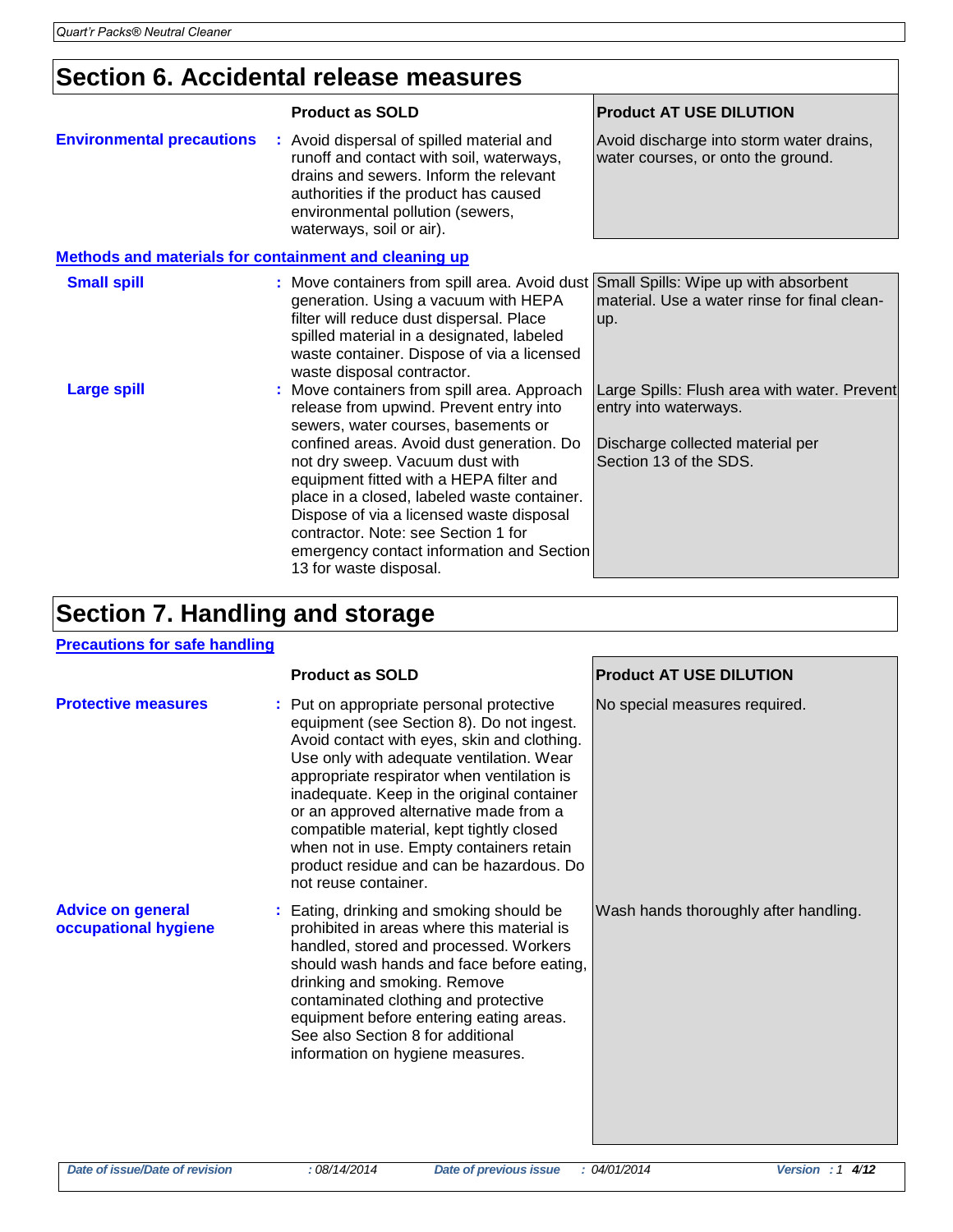## Section 6. Accidental release measures

| | Product as SOLD | Product AT USE DILUTION |
|---|---|---|
| **Environmental precautions** | Avoid dispersal of spilled material and runoff and contact with soil, waterways, drains and sewers. Inform the relevant authorities if the product has caused environmental pollution (sewers, waterways, soil or air). | Avoid discharge into storm water drains, water courses, or onto the ground. |

### Methods and materials for containment and cleaning up

| | Product as SOLD | Product AT USE DILUTION |
|---|---|---|
| **Small spill** | Move containers from spill area. Avoid dust generation. Using a vacuum with HEPA filter will reduce dust dispersal. Place spilled material in a designated, labeled waste container. Dispose of via a licensed waste disposal contractor. | Small Spills: Wipe up with absorbent material. Use a water rinse for final clean-up. |
| **Large spill** | Move containers from spill area. Approach release from upwind. Prevent entry into sewers, water courses, basements or confined areas. Avoid dust generation. Do not dry sweep. Vacuum dust with equipment fitted with a HEPA filter and place in a closed, labeled waste container. Dispose of via a licensed waste disposal contractor. Note: see Section 1 for emergency contact information and Section 13 for waste disposal. | Large Spills: Flush area with water. Prevent entry into waterways.<br><br>Discharge collected material per Section 13 of the SDS. |

## Section 7. Handling and storage

### Precautions for safe handling

| | Product as SOLD | Product AT USE DILUTION |
|---|---|---|
| **Protective measures** | Put on appropriate personal protective equipment (see Section 8). Do not ingest. Avoid contact with eyes, skin and clothing. Use only with adequate ventilation. Wear appropriate respirator when ventilation is inadequate. Keep in the original container or an approved alternative made from a compatible material, kept tightly closed when not in use. Empty containers retain product residue and can be hazardous. Do not reuse container. | No special measures required. |
| **Advice on general occupational hygiene** | Eating, drinking and smoking should be prohibited in areas where this material is handled, stored and processed. Workers should wash hands and face before eating, drinking and smoking. Remove contaminated clothing and protective equipment before entering eating areas. See also Section 8 for additional information on hygiene measures. | Wash hands thoroughly after handling. |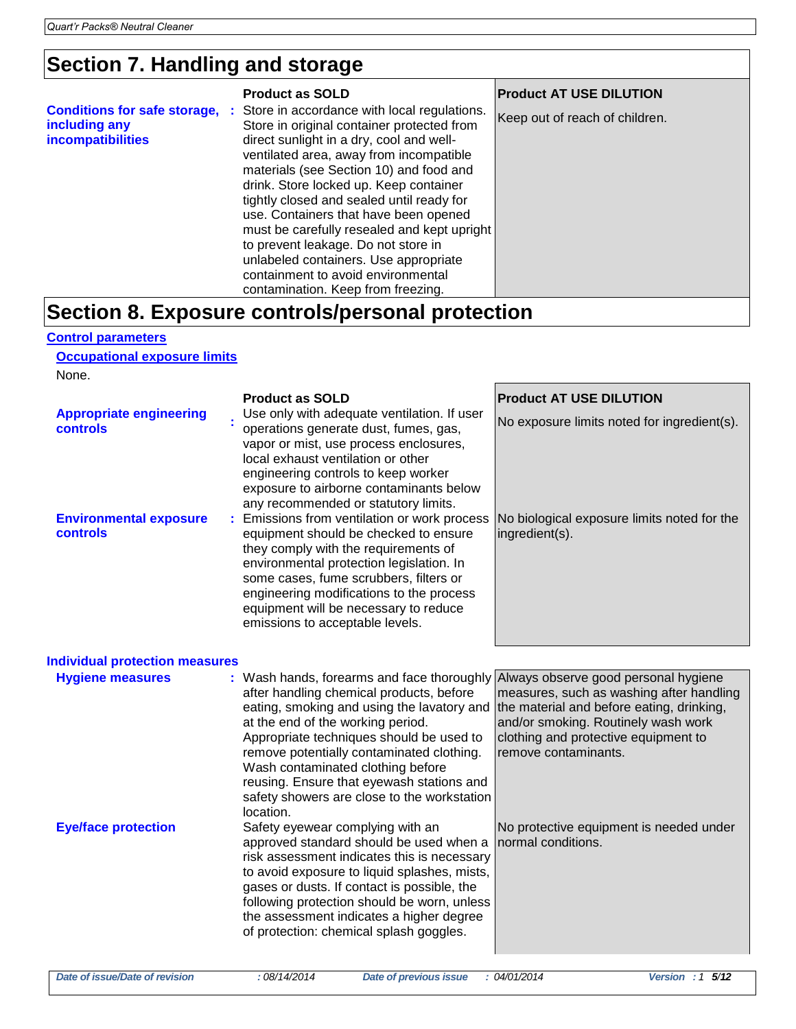# Section 7. Handling and storage

| | Product as SOLD | Product AT USE DILUTION |
|---|---|---|
| **Conditions for safe storage, including any incompatibilities** | Store in accordance with local regulations. Store in original container protected from direct sunlight in a dry, cool and well-ventilated area, away from incompatible materials (see Section 10) and food and drink. Store locked up. Keep container tightly closed and sealed until ready for use. Containers that have been opened must be carefully resealed and kept upright to prevent leakage. Do not store in unlabeled containers. Use appropriate containment to avoid environmental contamination. Keep from freezing. | Keep out of reach of children. |

# Section 8. Exposure controls/personal protection

## Control parameters

### Occupational exposure limits

None.

| | Product as SOLD | Product AT USE DILUTION |
|---|---|---|
| **Appropriate engineering controls** | Use only with adequate ventilation. If user operations generate dust, fumes, gas, vapor or mist, use process enclosures, local exhaust ventilation or other engineering controls to keep worker exposure to airborne contaminants below any recommended or statutory limits. | No exposure limits noted for ingredient(s). |
| **Environmental exposure controls** | Emissions from ventilation or work process equipment should be checked to ensure they comply with the requirements of environmental protection legislation. In some cases, fume scrubbers, filters or engineering modifications to the process equipment will be necessary to reduce emissions to acceptable levels. | No biological exposure limits noted for the ingredient(s). |

## Individual protection measures

| | Product as SOLD | Product AT USE DILUTION |
|---|---|---|
| **Hygiene measures** | Wash hands, forearms and face thoroughly after handling chemical products, before eating, smoking and using the lavatory and at the end of the working period. Appropriate techniques should be used to remove potentially contaminated clothing. Wash contaminated clothing before reusing. Ensure that eyewash stations and safety showers are close to the workstation location. | Always observe good personal hygiene measures, such as washing after handling the material and before eating, drinking, and/or smoking. Routinely wash work clothing and protective equipment to remove contaminants. |
| **Eye/face protection** | Safety eyewear complying with an approved standard should be used when a risk assessment indicates this is necessary to avoid exposure to liquid splashes, mists, gases or dusts. If contact is possible, the following protection should be worn, unless the assessment indicates a higher degree of protection: chemical splash goggles. | No protective equipment is needed under normal conditions. |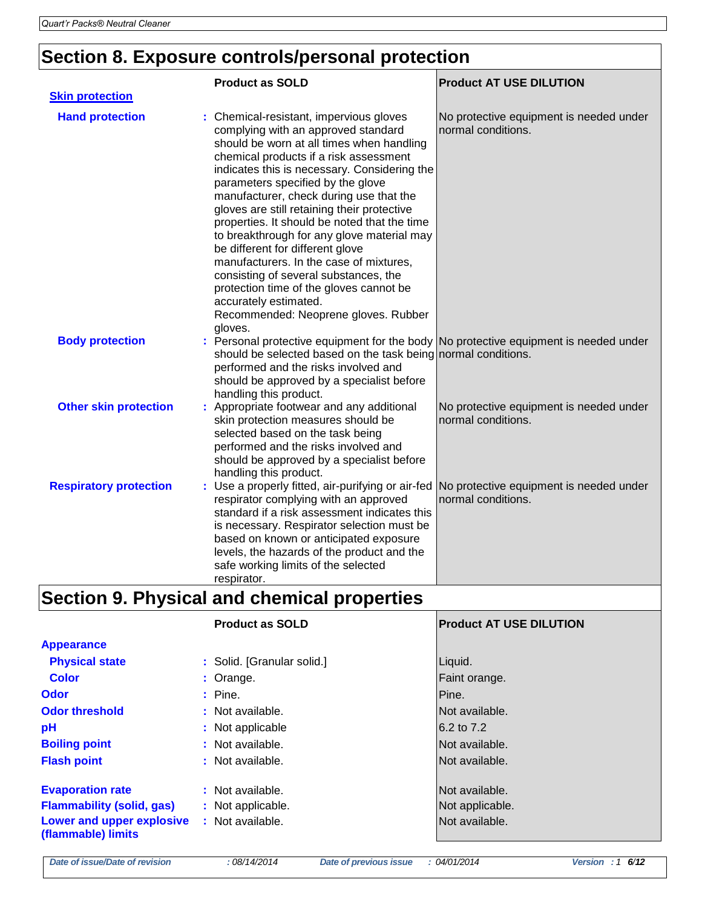## Section 8. Exposure controls/personal protection

| | Product as SOLD | Product AT USE DILUTION |
|---|---|---|
| **Skin protection** | | |
| **Hand protection** | Chemical-resistant, impervious gloves complying with an approved standard should be worn at all times when handling chemical products if a risk assessment indicates this is necessary. Considering the parameters specified by the glove manufacturer, check during use that the gloves are still retaining their protective properties. It should be noted that the time to breakthrough for any glove material may be different for different glove manufacturers. In the case of mixtures, consisting of several substances, the protection time of the gloves cannot be accurately estimated. Recommended: Neoprene gloves. Rubber gloves. | No protective equipment is needed under normal conditions. |
| **Body protection** | Personal protective equipment for the body should be selected based on the task being performed and the risks involved and should be approved by a specialist before handling this product. | No protective equipment is needed under normal conditions. |
| **Other skin protection** | Appropriate footwear and any additional skin protection measures should be selected based on the task being performed and the risks involved and should be approved by a specialist before handling this product. | No protective equipment is needed under normal conditions. |
| **Respiratory protection** | Use a properly fitted, air-purifying or air-fed respirator complying with an approved standard if a risk assessment indicates this is necessary. Respirator selection must be based on known or anticipated exposure levels, the hazards of the product and the safe working limits of the selected respirator. | No protective equipment is needed under normal conditions. |

## Section 9. Physical and chemical properties

| | Product as SOLD | Product AT USE DILUTION |
|---|---|---|
| **Appearance** | | |
| **Physical state** | Solid. [Granular solid.] | Liquid. |
| **Color** | Orange. | Faint orange. |
| **Odor** | Pine. | Pine. |
| **Odor threshold** | Not available. | Not available. |
| **pH** | Not applicable | 6.2 to 7.2 |
| **Boiling point** | Not available. | Not available. |
| **Flash point** | Not available. | Not available. |
| **Evaporation rate** | Not available. | Not available. |
| **Flammability (solid, gas)** | Not applicable. | Not applicable. |
| **Lower and upper explosive (flammable) limits** | Not available. | Not available. |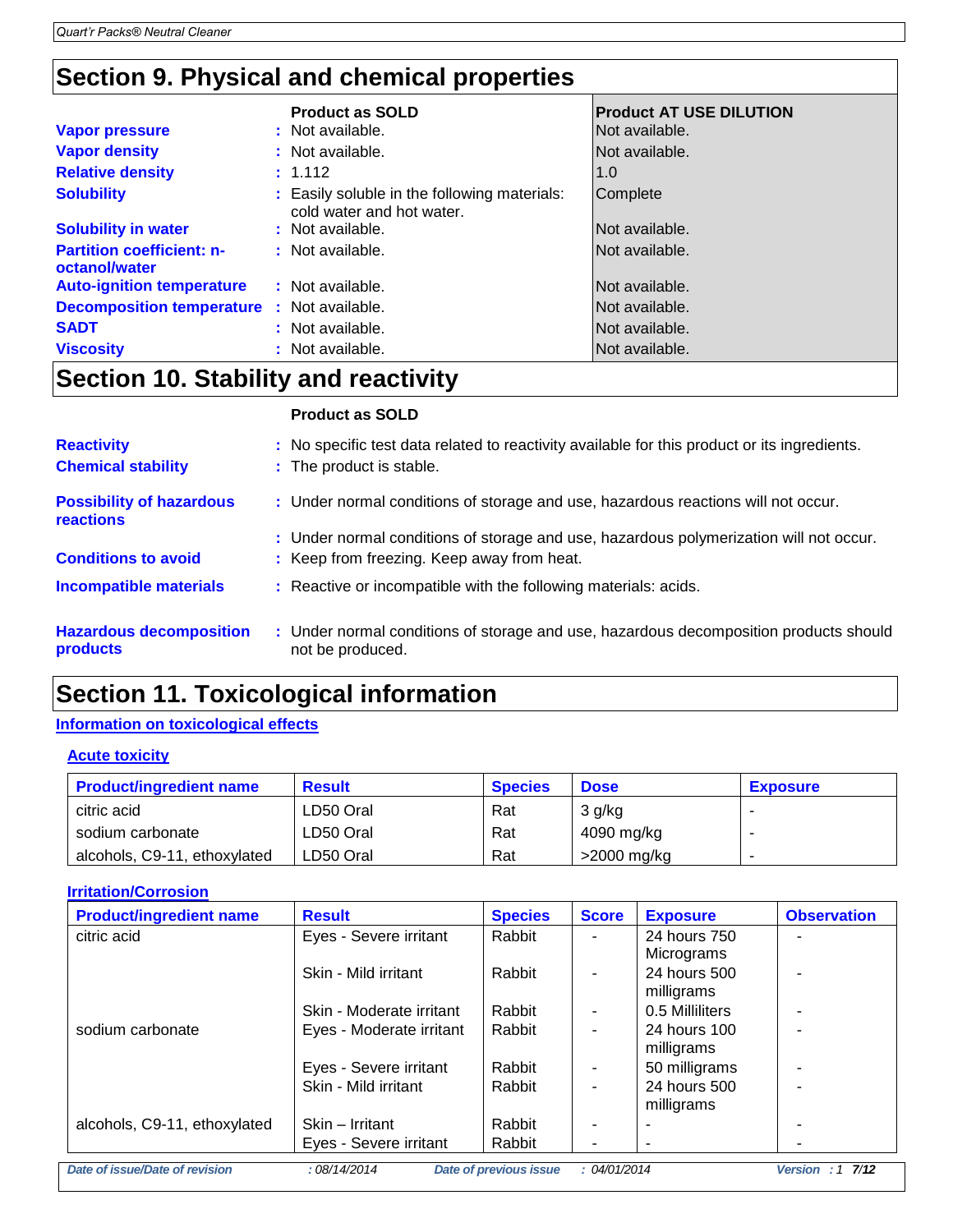## Section 9. Physical and chemical properties

| | Product as SOLD | Product AT USE DILUTION |
|---|---|---|
| Vapor pressure | Not available. | Not available. |
| Vapor density | Not available. | Not available. |
| Relative density | 1.112 | 1.0 |
| Solubility | Easily soluble in the following materials: cold water and hot water. | Complete |
| Solubility in water | Not available. | Not available. |
| Partition coefficient: n-octanol/water | Not available. | Not available. |
| Auto-ignition temperature | Not available. | Not available. |
| Decomposition temperature | Not available. | Not available. |
| SADT | Not available. | Not available. |
| Viscosity | Not available. | Not available. |

## Section 10. Stability and reactivity

**Product as SOLD**

**Reactivity** : No specific test data related to reactivity available for this product or its ingredients.

**Chemical stability** : The product is stable.

**Possibility of hazardous reactions** : Under normal conditions of storage and use, hazardous reactions will not occur.

: Under normal conditions of storage and use, hazardous polymerization will not occur.

**Conditions to avoid** : Keep from freezing. Keep away from heat.

**Incompatible materials** : Reactive or incompatible with the following materials: acids.

**Hazardous decomposition products** : Under normal conditions of storage and use, hazardous decomposition products should not be produced.

## Section 11. Toxicological information

### Information on toxicological effects

#### Acute toxicity

| Product/ingredient name | Result | Species | Dose | Exposure |
|---|---|---|---|---|
| citric acid | LD50 Oral | Rat | 3 g/kg | - |
| sodium carbonate | LD50 Oral | Rat | 4090 mg/kg | - |
| alcohols, C9-11, ethoxylated | LD50 Oral | Rat | >2000 mg/kg | - |

#### Irritation/Corrosion

| Product/ingredient name | Result | Species | Score | Exposure | Observation |
|---|---|---|---|---|---|
| citric acid | Eyes - Severe irritant | Rabbit | - | 24 hours 750 Micrograms | - |
| | Skin - Mild irritant | Rabbit | - | 24 hours 500 milligrams | - |
| | Skin - Moderate irritant | Rabbit | - | 0.5 Milliliters | - |
| sodium carbonate | Eyes - Moderate irritant | Rabbit | - | 24 hours 100 milligrams | - |
| | Eyes - Severe irritant | Rabbit | - | 50 milligrams | - |
| | Skin - Mild irritant | Rabbit | - | 24 hours 500 milligrams | - |
| alcohols, C9-11, ethoxylated | Skin – Irritant | Rabbit | - | - | - |
| | Eyes - Severe irritant | Rabbit | - | - | - |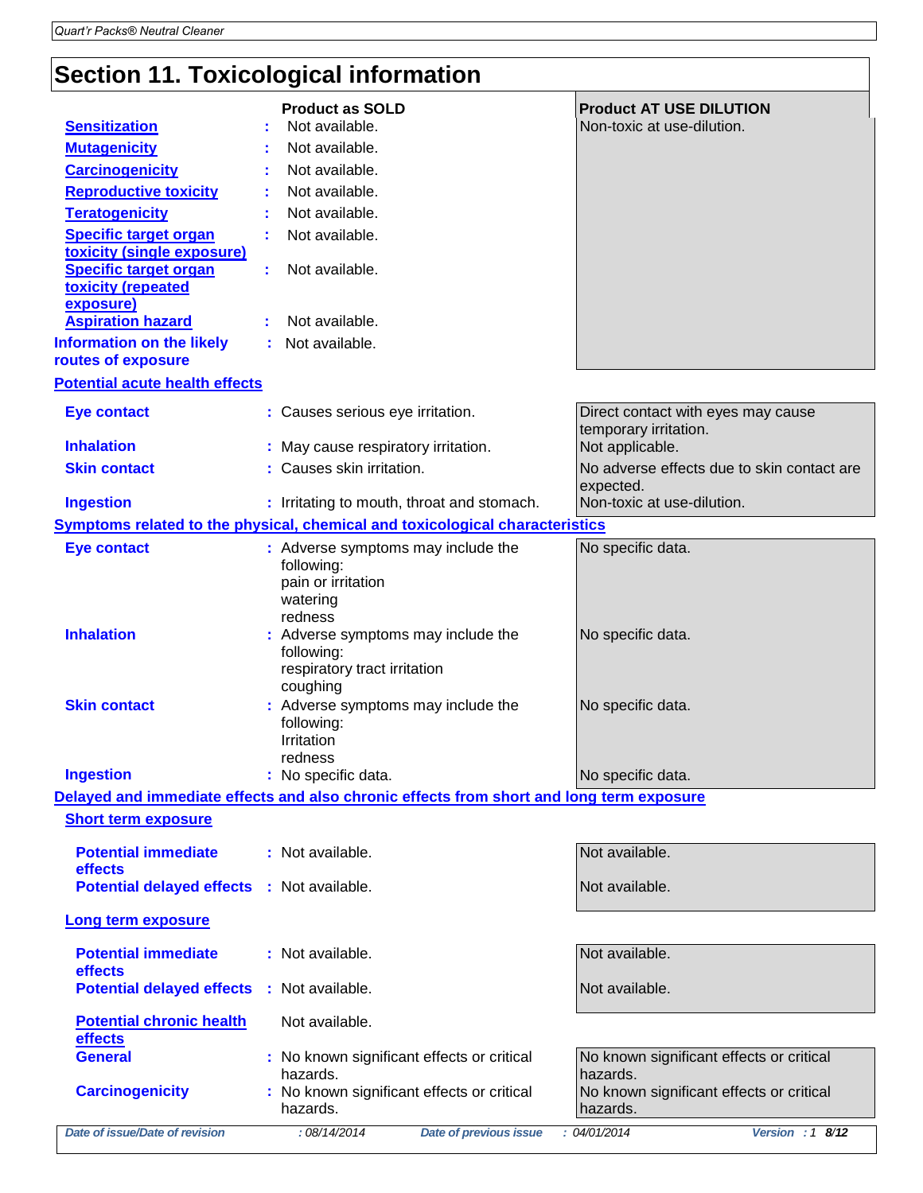## Section 11. Toxicological information

| | Product as SOLD | Product AT USE DILUTION |
|---|---|---|
| **Sensitization** | Not available. | Non-toxic at use-dilution. |
| **Mutagenicity** | Not available. | |
| **Carcinogenicity** | Not available. | |
| **Reproductive toxicity** | Not available. | |
| **Teratogenicity** | Not available. | |
| **Specific target organ toxicity (single exposure)** | Not available. | |
| **Specific target organ toxicity (repeated exposure)** | Not available. | |
| **Aspiration hazard** | Not available. | |
| **Information on the likely routes of exposure** | Not available. | |

**Potential acute health effects**

| | Product as SOLD | Product AT USE DILUTION |
|---|---|---|
| **Eye contact** | Causes serious eye irritation. | Direct contact with eyes may cause temporary irritation. |
| **Inhalation** | May cause respiratory irritation. | Not applicable. |
| **Skin contact** | Causes skin irritation. | No adverse effects due to skin contact are expected. |
| **Ingestion** | Irritating to mouth, throat and stomach. | Non-toxic at use-dilution. |

**Symptoms related to the physical, chemical and toxicological characteristics**

| | Product as SOLD | Product AT USE DILUTION |
|---|---|---|
| **Eye contact** | Adverse symptoms may include the following: pain or irritation, watering, redness | No specific data. |
| **Inhalation** | Adverse symptoms may include the following: respiratory tract irritation, coughing | No specific data. |
| **Skin contact** | Adverse symptoms may include the following: Irritation, redness | No specific data. |
| **Ingestion** | No specific data. | No specific data. |

**Delayed and immediate effects and also chronic effects from short and long term exposure**

**Short term exposure**

| | Product as SOLD | Product AT USE DILUTION |
|---|---|---|
| **Potential immediate effects** | Not available. | Not available. |
| **Potential delayed effects** | Not available. | Not available. |

**Long term exposure**

| | Product as SOLD | Product AT USE DILUTION |
|---|---|---|
| **Potential immediate effects** | Not available. | Not available. |
| **Potential delayed effects** | Not available. | Not available. |

**Potential chronic health effects** Not available.

| | Product as SOLD | Product AT USE DILUTION |
|---|---|---|
| **General** | No known significant effects or critical hazards. | No known significant effects or critical hazards. |
| **Carcinogenicity** | No known significant effects or critical hazards. | No known significant effects or critical hazards. |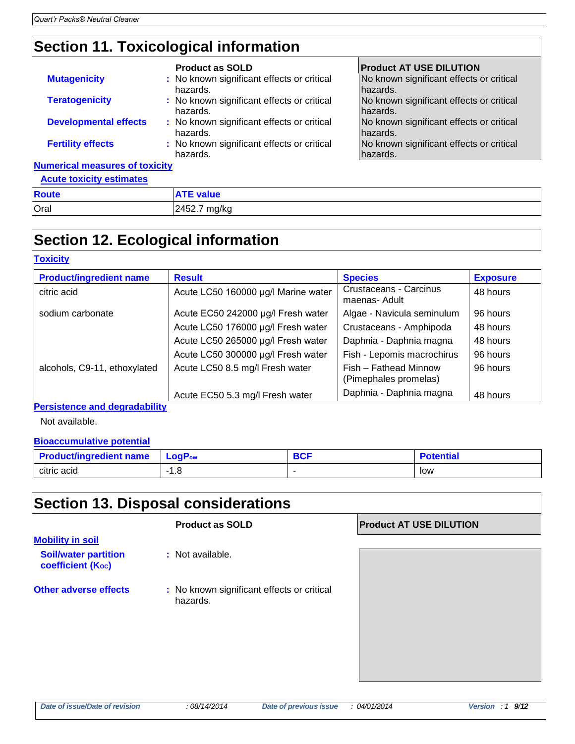## Section 11. Toxicological information

| | Product as SOLD | Product AT USE DILUTION |
|---|---|---|
| **Mutagenicity** | : No known significant effects or critical hazards. | No known significant effects or critical hazards. |
| **Teratogenicity** | : No known significant effects or critical hazards. | No known significant effects or critical hazards. |
| **Developmental effects** | : No known significant effects or critical hazards. | No known significant effects or critical hazards. |
| **Fertility effects** | : No known significant effects or critical hazards. | No known significant effects or critical hazards. |

### Numerical measures of toxicity

#### Acute toxicity estimates

| Route | ATE value |
|---|---|
| Oral | 2452.7 mg/kg |

## Section 12. Ecological information

### Toxicity

| Product/ingredient name | Result | Species | Exposure |
|---|---|---|---|
| citric acid | Acute LC50 160000 µg/l Marine water | Crustaceans - Carcinus maenas- Adult | 48 hours |
| sodium carbonate | Acute EC50 242000 µg/l Fresh water | Algae - Navicula seminulum | 96 hours |
| | Acute LC50 176000 µg/l Fresh water | Crustaceans - Amphipoda | 48 hours |
| | Acute LC50 265000 µg/l Fresh water | Daphnia - Daphnia magna | 48 hours |
| | Acute LC50 300000 µg/l Fresh water | Fish - Lepomis macrochirus | 96 hours |
| alcohols, C9-11, ethoxylated | Acute LC50 8.5 mg/l Fresh water | Fish – Fathead Minnow (Pimephales promelas) | 96 hours |
| | Acute EC50 5.3 mg/l Fresh water | Daphnia - Daphnia magna | 48 hours |

### Persistence and degradability

Not available.

### Bioaccumulative potential

| Product/ingredient name | $LogP_{ow}$ | BCF | Potential |
|---|---|---|---|
| citric acid | -1.8 | - | low |

## Section 13. Disposal considerations

| | Product as SOLD | Product AT USE DILUTION |
|---|---|---|
| **Mobility in soil** | | |
| **Soil/water partition coefficient ($K_{OC}$)** | : Not available. | |
| **Other adverse effects** | : No known significant effects or critical hazards. | |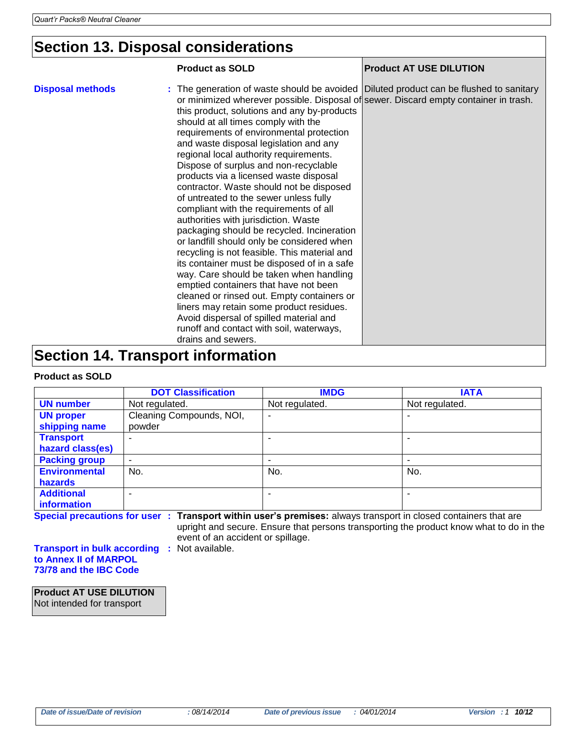## Section 13. Disposal considerations

| | Product as SOLD | Product AT USE DILUTION |
|---|---|---|
| **Disposal methods** | The generation of waste should be avoided or minimized wherever possible. Disposal of this product, solutions and any by-products should at all times comply with the requirements of environmental protection and waste disposal legislation and any regional local authority requirements. Dispose of surplus and non-recyclable products via a licensed waste disposal contractor. Waste should not be disposed of untreated to the sewer unless fully compliant with the requirements of all authorities with jurisdiction. Waste packaging should be recycled. Incineration or landfill should only be considered when recycling is not feasible. This material and its container must be disposed of in a safe way. Care should be taken when handling emptied containers that have not been cleaned or rinsed out. Empty containers or liners may retain some product residues. Avoid dispersal of spilled material and runoff and contact with soil, waterways, drains and sewers. | Diluted product can be flushed to sanitary sewer. Discard empty container in trash. |

## Section 14. Transport information

**Product as SOLD**

| | DOT Classification | IMDG | IATA |
|---|---|---|---|
| **UN number** | Not regulated. | Not regulated. | Not regulated. |
| **UN proper shipping name** | Cleaning Compounds, NOI, powder | - | - |
| **Transport hazard class(es)** | - | - | - |
| **Packing group** | - | - | - |
| **Environmental hazards** | No. | No. | No. |
| **Additional information** | - | - | - |

**Special precautions for user** : **Transport within user's premises:** always transport in closed containers that are upright and secure. Ensure that persons transporting the product know what to do in the event of an accident or spillage.

**Transport in bulk according to Annex II of MARPOL 73/78 and the IBC Code** : Not available.

**Product AT USE DILUTION**
Not intended for transport

*Date of issue/Date of revision* : 08/14/2014 *Date of previous issue* : 04/01/2014 *Version* : 1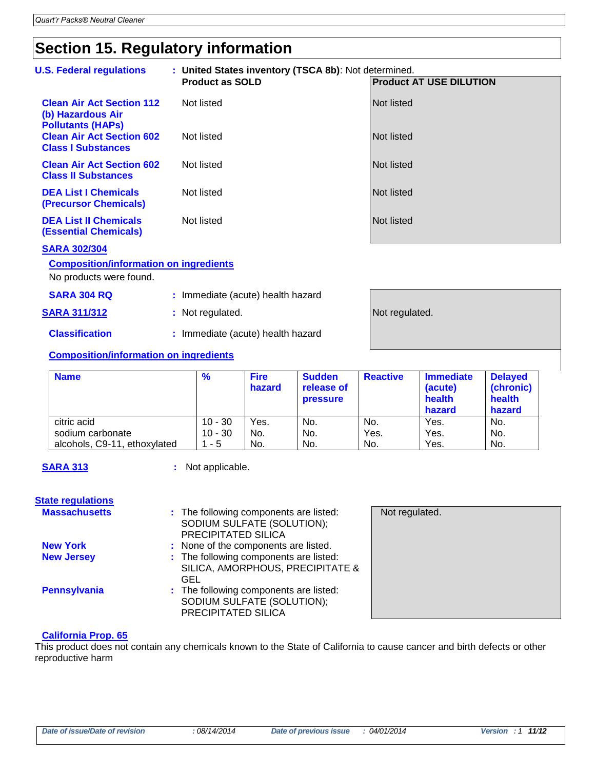# Section 15. Regulatory information

**U.S. Federal regulations** : **United States inventory (TSCA 8b)**: Not determined.

| | Product as SOLD | Product AT USE DILUTION |
|---|---|---|
| **Clean Air Act Section 112 (b) Hazardous Air Pollutants (HAPs)** | Not listed | Not listed |
| **Clean Air Act Section 602 Class I Substances** | Not listed | Not listed |
| **Clean Air Act Section 602 Class II Substances** | Not listed | Not listed |
| **DEA List I Chemicals (Precursor Chemicals)** | Not listed | Not listed |
| **DEA List II Chemicals (Essential Chemicals)** | Not listed | Not listed |

**SARA 302/304**

**Composition/information on ingredients**

No products were found.

| | Product as SOLD | Product AT USE DILUTION |
|---|---|---|
| **SARA 304 RQ** | Immediate (acute) health hazard | |
| **SARA 311/312** | Not regulated. | Not regulated. |
| **Classification** | Immediate (acute) health hazard | |

**Composition/information on ingredients**

| Name | % | Fire hazard | Sudden release of pressure | Reactive | Immediate (acute) health hazard | Delayed (chronic) health hazard |
|---|---|---|---|---|---|---|
| citric acid | 10 - 30 | Yes. | No. | No. | Yes. | No. |
| sodium carbonate | 10 - 30 | No. | No. | Yes. | Yes. | No. |
| alcohols, C9-11, ethoxylated | 1 - 5 | No. | No. | No. | Yes. | No. |

**SARA 313** : Not applicable.

**State regulations**

| | Product as SOLD | Product AT USE DILUTION |
|---|---|---|
| **Massachusetts** | The following components are listed: SODIUM SULFATE (SOLUTION); PRECIPITATED SILICA | Not regulated. |
| **New York** | None of the components are listed. | |
| **New Jersey** | The following components are listed: SILICA, AMORPHOUS, PRECIPITATE & GEL | |
| **Pennsylvania** | The following components are listed: SODIUM SULFATE (SOLUTION); PRECIPITATED SILICA | |

**California Prop. 65**

This product does not contain any chemicals known to the State of California to cause cancer and birth defects or other reproductive harm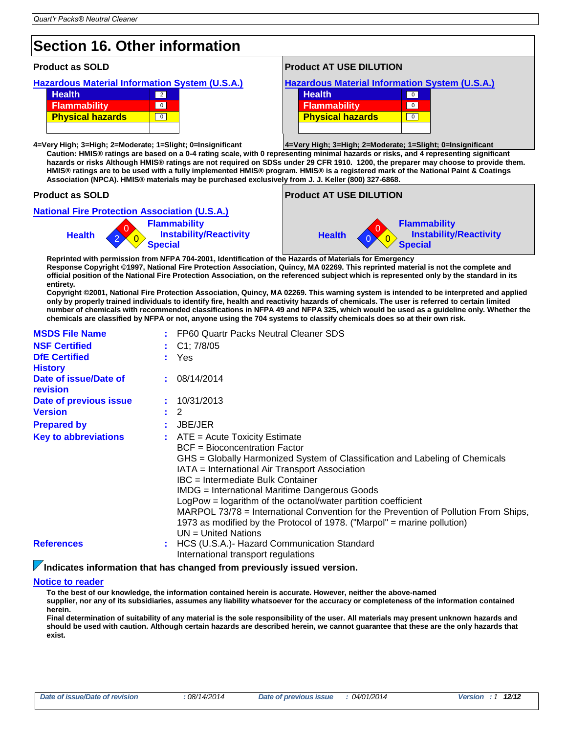# Section 16. Other information

## Product as SOLD

**Hazardous Material Information System (U.S.A.)**

| | |
|---|---|
| Health | 2 |
| Flammability | 0 |
| Physical hazards | 0 |
| | |

4=Very High; 3=High; 2=Moderate; 1=Slight; 0=Insignificant

## Product AT USE DILUTION

**Hazardous Material Information System (U.S.A.)**

| | |
|---|---|
| Health | 0 |
| Flammability | 0 |
| Physical hazards | 0 |
| | |

4=Very High; 3=High; 2=Moderate; 1=Slight; 0=Insignificant

**Caution: HMIS® ratings are based on a 0-4 rating scale, with 0 representing minimal hazards or risks, and 4 representing significant hazards or risks Although HMIS® ratings are not required on SDSs under 29 CFR 1910. 1200, the preparer may choose to provide them. HMIS® ratings are to be used with a fully implemented HMIS® program. HMIS® is a registered mark of the National Paint & Coatings Association (NPCA). HMIS® materials may be purchased exclusively from J. J. Keller (800) 327-6868.**

## Product as SOLD

**National Fire Protection Association (U.S.A.)**

Health: 2
Flammability: 0
Instability/Reactivity: 0
Special

## Product AT USE DILUTION

Health: 0
Flammability: 0
Instability/Reactivity: 0
Special

**Reprinted with permission from NFPA 704-2001, Identification of the Hazards of Materials for Emergency Response Copyright ©1997, National Fire Protection Association, Quincy, MA 02269. This reprinted material is not the complete and official position of the National Fire Protection Association, on the referenced subject which is represented only by the standard in its entirety.**

**Copyright ©2001, National Fire Protection Association, Quincy, MA 02269. This warning system is intended to be interpreted and applied only by properly trained individuals to identify fire, health and reactivity hazards of chemicals. The user is referred to certain limited number of chemicals with recommended classifications in NFPA 49 and NFPA 325, which would be used as a guideline only. Whether the chemicals are classified by NFPA or not, anyone using the 704 systems to classify chemicals does so at their own risk.**

**MSDS File Name** : FP60 Quartr Packs Neutral Cleaner SDS

**NSF Certified** : C1; 7/8/05

**DfE Certified** : Yes

**History**

**Date of issue/Date of revision** : 08/14/2014

**Date of previous issue** : 10/31/2013

**Version** : 2

**Prepared by** : JBE/JER

**Key to abbreviations** :
ATE = Acute Toxicity Estimate
BCF = Bioconcentration Factor
GHS = Globally Harmonized System of Classification and Labeling of Chemicals
IATA = International Air Transport Association
IBC = Intermediate Bulk Container
IMDG = International Maritime Dangerous Goods
LogPow = logarithm of the octanol/water partition coefficient
MARPOL 73/78 = International Convention for the Prevention of Pollution From Ships, 1973 as modified by the Protocol of 1978. ("Marpol" = marine pollution)
UN = United Nations

**References** :
HCS (U.S.A.)- Hazard Communication Standard
International transport regulations

**Indicates information that has changed from previously issued version.**

**Notice to reader**

**To the best of our knowledge, the information contained herein is accurate. However, neither the above-named supplier, nor any of its subsidiaries, assumes any liability whatsoever for the accuracy or completeness of the information contained herein.**

**Final determination of suitability of any material is the sole responsibility of the user. All materials may present unknown hazards and should be used with caution. Although certain hazards are described herein, we cannot guarantee that these are the only hazards that exist.**